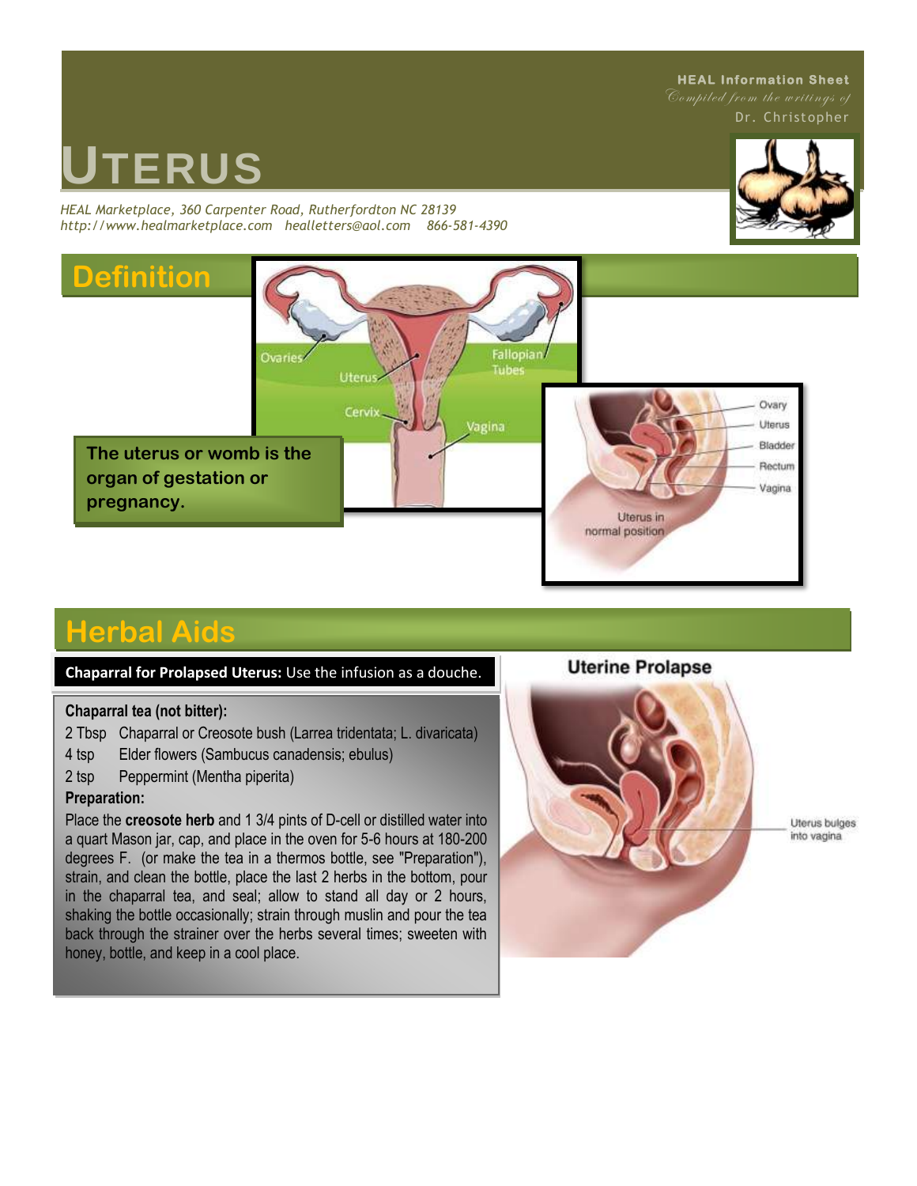**HEAL Information Sheet**
*Compiled from the writings of*
Dr. Christopher

# UTERUS

*HEAL Marketplace, 360 Carpenter Road, Rutherfordton NC 28139*
*http://www.healmarketplace.com healletters@aol.com 866-581-4390*

## Definition

**The uterus or womb is the organ of gestation or pregnancy.**

## Herbal Aids

**Chaparral for Prolapsed Uterus:** Use the infusion as a douche.

**Chaparral tea (not bitter):**

- 2 Tbsp Chaparral or Creosote bush (Larrea tridentata; L. divaricata)
- 4 tsp Elder flowers (Sambucus canadensis; ebulus)
- 2 tsp Peppermint (Mentha piperita)

**Preparation:**

Place the **creosote herb** and 1 3/4 pints of D-cell or distilled water into a quart Mason jar, cap, and place in the oven for 5-6 hours at 180-200 degrees F. (or make the tea in a thermos bottle, see "Preparation"), strain, and clean the bottle, place the last 2 herbs in the bottom, pour in the chaparral tea, and seal; allow to stand all day or 2 hours, shaking the bottle occasionally; strain through muslin and pour the tea back through the strainer over the herbs several times; sweeten with honey, bottle, and keep in a cool place.

**Uterine Prolapse**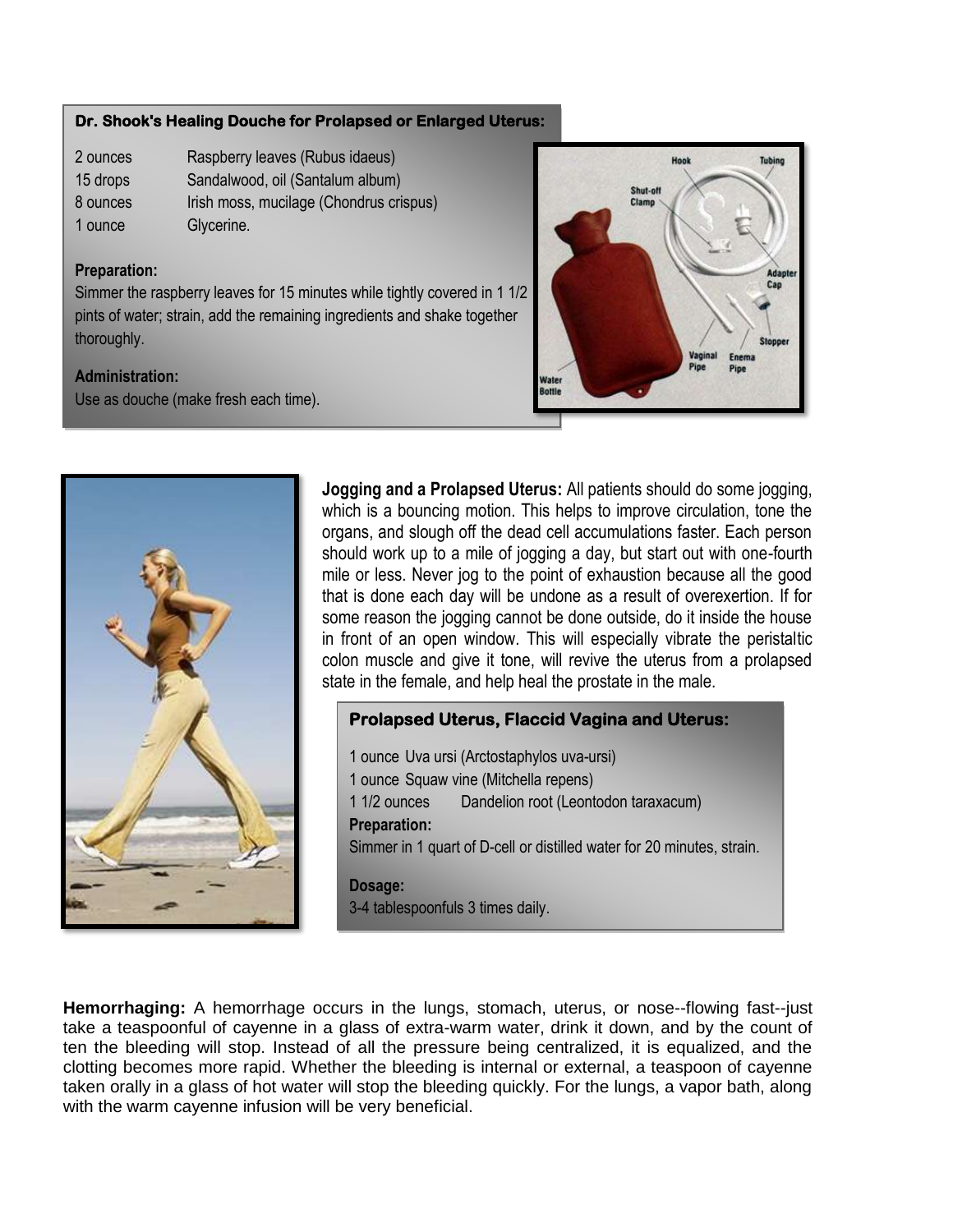### Dr. Shook's Healing Douche for Prolapsed or Enlarged Uterus:

| | |
|---|---|
| 2 ounces | Raspberry leaves (Rubus idaeus) |
| 15 drops | Sandalwood, oil (Santalum album) |
| 8 ounces | Irish moss, mucilage (Chondrus crispus) |
| 1 ounce | Glycerine. |

**Preparation:**
Simmer the raspberry leaves for 15 minutes while tightly covered in 1 1/2 pints of water; strain, add the remaining ingredients and shake together thoroughly.

**Administration:**
Use as douche (make fresh each time).

**Jogging and a Prolapsed Uterus:** All patients should do some jogging, which is a bouncing motion. This helps to improve circulation, tone the organs, and slough off the dead cell accumulations faster. Each person should work up to a mile of jogging a day, but start out with one-fourth mile or less. Never jog to the point of exhaustion because all the good that is done each day will be undone as a result of overexertion. If for some reason the jogging cannot be done outside, do it inside the house in front of an open window. This will especially vibrate the peristaltic colon muscle and give it tone, will revive the uterus from a prolapsed state in the female, and help heal the prostate in the male.

### Prolapsed Uterus, Flaccid Vagina and Uterus:

1 ounce Uva ursi (Arctostaphylos uva-ursi)
1 ounce Squaw vine (Mitchella repens)
1 1/2 ounces Dandelion root (Leontodon taraxacum)

**Preparation:**
Simmer in 1 quart of D-cell or distilled water for 20 minutes, strain.

**Dosage:**
3-4 tablespoonfuls 3 times daily.

**Hemorrhaging:** A hemorrhage occurs in the lungs, stomach, uterus, or nose--flowing fast--just take a teaspoonful of cayenne in a glass of extra-warm water, drink it down, and by the count of ten the bleeding will stop. Instead of all the pressure being centralized, it is equalized, and the clotting becomes more rapid. Whether the bleeding is internal or external, a teaspoon of cayenne taken orally in a glass of hot water will stop the bleeding quickly. For the lungs, a vapor bath, along with the warm cayenne infusion will be very beneficial.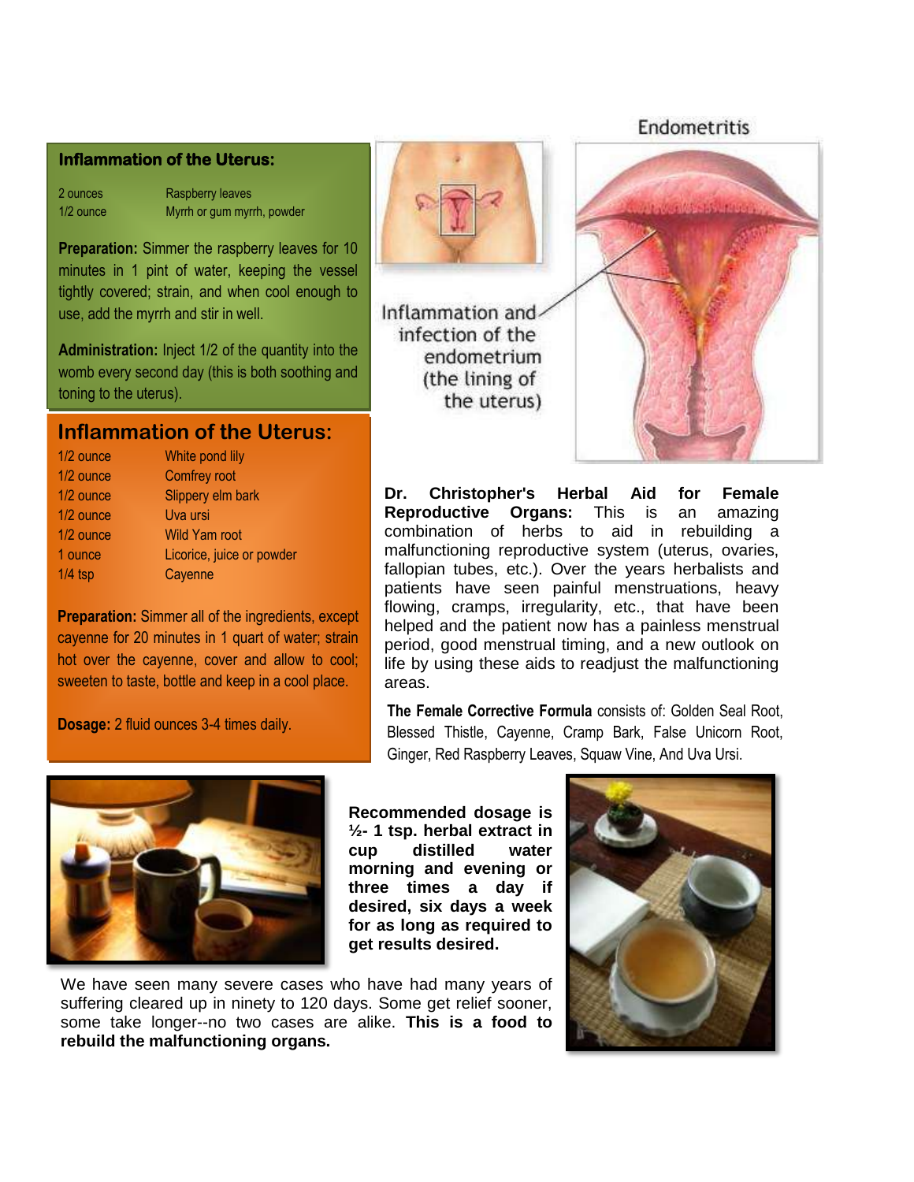### Inflammation of the Uterus:

| | |
|---|---|
| 2 ounces | Raspberry leaves |
| 1/2 ounce | Myrrh or gum myrrh, powder |

**Preparation:** Simmer the raspberry leaves for 10 minutes in 1 pint of water, keeping the vessel tightly covered; strain, and when cool enough to use, add the myrrh and stir in well.

**Administration:** Inject 1/2 of the quantity into the womb every second day (this is both soothing and toning to the uterus).

## Inflammation of the Uterus:

| | |
|---|---|
| 1/2 ounce | White pond lily |
| 1/2 ounce | Comfrey root |
| 1/2 ounce | Slippery elm bark |
| 1/2 ounce | Uva ursi |
| 1/2 ounce | Wild Yam root |
| 1 ounce | Licorice, juice or powder |
| 1/4 tsp | Cayenne |

**Preparation:** Simmer all of the ingredients, except cayenne for 20 minutes in 1 quart of water; strain hot over the cayenne, cover and allow to cool; sweeten to taste, bottle and keep in a cool place.

**Dosage:** 2 fluid ounces 3-4 times daily.

Endometritis

Inflammation and infection of the endometrium (the lining of the uterus)

**Dr. Christopher's Herbal Aid for Female Reproductive Organs:** This is an amazing combination of herbs to aid in rebuilding a malfunctioning reproductive system (uterus, ovaries, fallopian tubes, etc.). Over the years herbalists and patients have seen painful menstruations, heavy flowing, cramps, irregularity, etc., that have been helped and the patient now has a painless menstrual period, good menstrual timing, and a new outlook on life by using these aids to readjust the malfunctioning areas.

**The Female Corrective Formula** consists of: Golden Seal Root, Blessed Thistle, Cayenne, Cramp Bark, False Unicorn Root, Ginger, Red Raspberry Leaves, Squaw Vine, And Uva Ursi.

**Recommended dosage is ½- 1 tsp. herbal extract in cup distilled water morning and evening or three times a day if desired, six days a week for as long as required to get results desired.**

We have seen many severe cases who have had many years of suffering cleared up in ninety to 120 days. Some get relief sooner, some take longer--no two cases are alike. **This is a food to rebuild the malfunctioning organs.**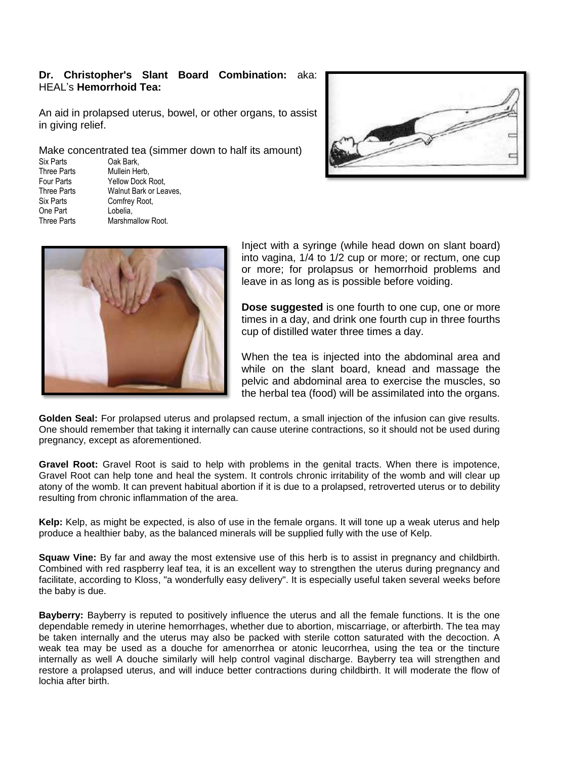**Dr. Christopher's Slant Board Combination:** aka: HEAL's **Hemorrhoid Tea:**

An aid in prolapsed uterus, bowel, or other organs, to assist in giving relief.

Make concentrated tea (simmer down to half its amount)

| | |
|---|---|
| Six Parts | Oak Bark, |
| Three Parts | Mullein Herb, |
| Four Parts | Yellow Dock Root, |
| Three Parts | Walnut Bark or Leaves, |
| Six Parts | Comfrey Root, |
| One Part | Lobelia, |
| Three Parts | Marshmallow Root. |

Inject with a syringe (while head down on slant board) into vagina, 1/4 to 1/2 cup or more; or rectum, one cup or more; for prolapsus or hemorrhoid problems and leave in as long as is possible before voiding.

**Dose suggested** is one fourth to one cup, one or more times in a day, and drink one fourth cup in three fourths cup of distilled water three times a day.

When the tea is injected into the abdominal area and while on the slant board, knead and massage the pelvic and abdominal area to exercise the muscles, so the herbal tea (food) will be assimilated into the organs.

**Golden Seal:** For prolapsed uterus and prolapsed rectum, a small injection of the infusion can give results. One should remember that taking it internally can cause uterine contractions, so it should not be used during pregnancy, except as aforementioned.

**Gravel Root:** Gravel Root is said to help with problems in the genital tracts. When there is impotence, Gravel Root can help tone and heal the system. It controls chronic irritability of the womb and will clear up atony of the womb. It can prevent habitual abortion if it is due to a prolapsed, retroverted uterus or to debility resulting from chronic inflammation of the area.

**Kelp:** Kelp, as might be expected, is also of use in the female organs. It will tone up a weak uterus and help produce a healthier baby, as the balanced minerals will be supplied fully with the use of Kelp.

**Squaw Vine:** By far and away the most extensive use of this herb is to assist in pregnancy and childbirth. Combined with red raspberry leaf tea, it is an excellent way to strengthen the uterus during pregnancy and facilitate, according to Kloss, "a wonderfully easy delivery". It is especially useful taken several weeks before the baby is due.

**Bayberry:** Bayberry is reputed to positively influence the uterus and all the female functions. It is the one dependable remedy in uterine hemorrhages, whether due to abortion, miscarriage, or afterbirth. The tea may be taken internally and the uterus may also be packed with sterile cotton saturated with the decoction. A weak tea may be used as a douche for amenorrhea or atonic leucorrhea, using the tea or the tincture internally as well A douche similarly will help control vaginal discharge. Bayberry tea will strengthen and restore a prolapsed uterus, and will induce better contractions during childbirth. It will moderate the flow of lochia after birth.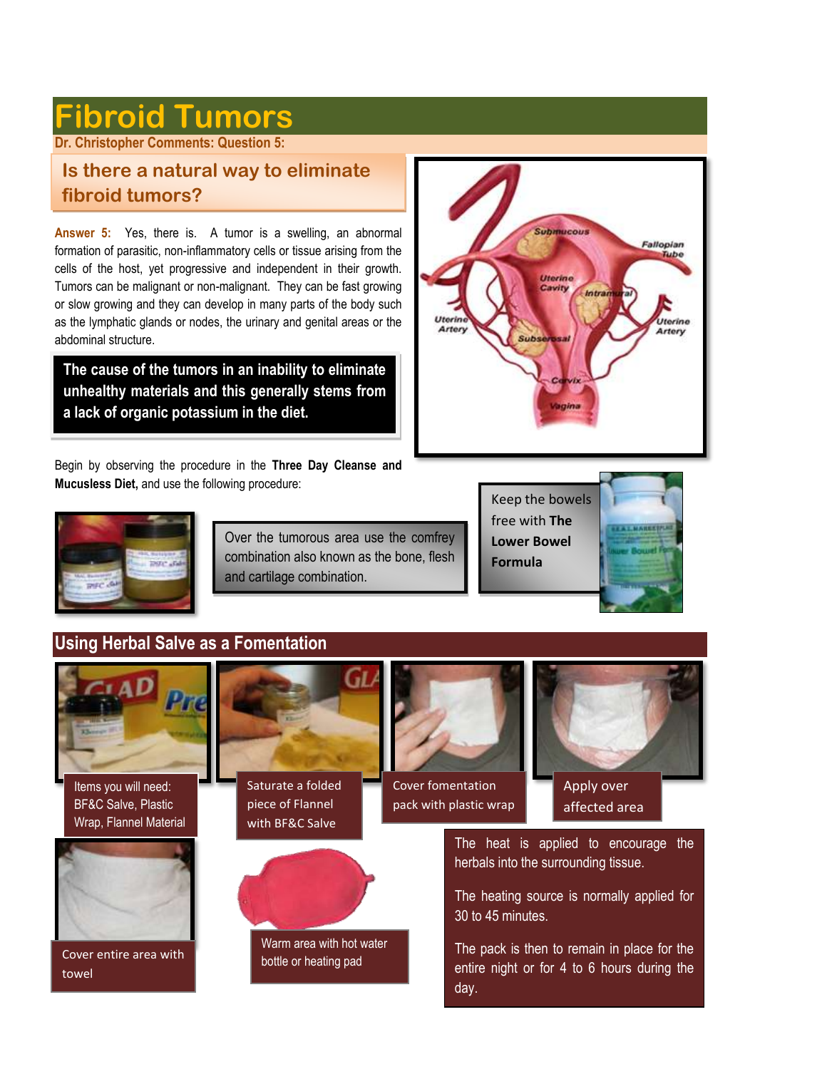# Fibroid Tumors

**Dr. Christopher Comments: Question 5:**

## Is there a natural way to eliminate fibroid tumors?

**Answer 5:** Yes, there is. A tumor is a swelling, an abnormal formation of parasitic, non-inflammatory cells or tissue arising from the cells of the host, yet progressive and independent in their growth. Tumors can be malignant or non-malignant. They can be fast growing or slow growing and they can develop in many parts of the body such as the lymphatic glands or nodes, the urinary and genital areas or the abdominal structure.

**The cause of the tumors in an inability to eliminate unhealthy materials and this generally stems from a lack of organic potassium in the diet.**

Begin by observing the procedure in the **Three Day Cleanse and Mucusless Diet,** and use the following procedure:

Over the tumorous area use the comfrey combination also known as the bone, flesh and cartilage combination.

Keep the bowels free with **The Lower Bowel Formula**

## Using Herbal Salve as a Fomentation

Items you will need: BF&C Salve, Plastic Wrap, Flannel Material

Saturate a folded piece of Flannel with BF&C Salve

Cover fomentation pack with plastic wrap

Apply over affected area

Cover entire area with towel

Warm area with hot water bottle or heating pad

The heat is applied to encourage the herbals into the surrounding tissue.

The heating source is normally applied for 30 to 45 minutes.

The pack is then to remain in place for the entire night or for 4 to 6 hours during the day.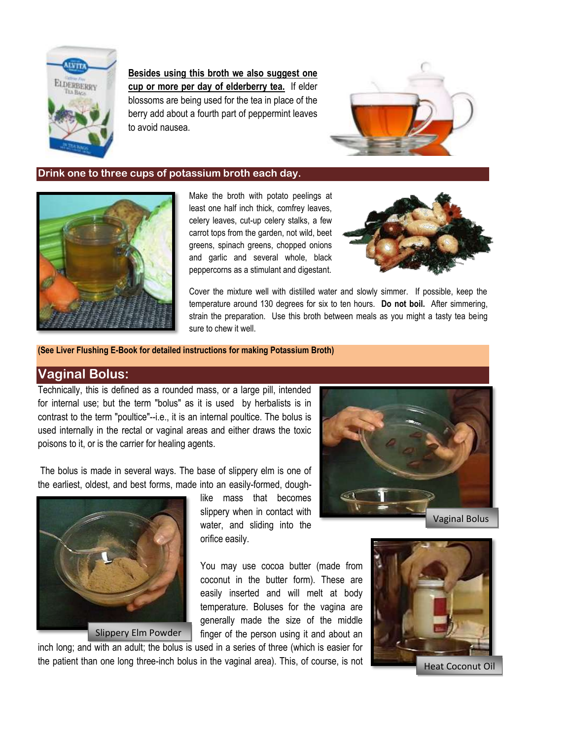**Besides using this broth we also suggest one cup or more per day of elderberry tea.** If elder blossoms are being used for the tea in place of the berry add about a fourth part of peppermint leaves to avoid nausea.

**Drink one to three cups of potassium broth each day.**

Make the broth with potato peelings at least one half inch thick, comfrey leaves, celery leaves, cut-up celery stalks, a few carrot tops from the garden, not wild, beet greens, spinach greens, chopped onions and garlic and several whole, black peppercorns as a stimulant and digestant.

Cover the mixture well with distilled water and slowly simmer. If possible, keep the temperature around 130 degrees for six to ten hours. **Do not boil.** After simmering, strain the preparation. Use this broth between meals as you might a tasty tea being sure to chew it well.

**(See Liver Flushing E-Book for detailed instructions for making Potassium Broth)**

## Vaginal Bolus:

Technically, this is defined as a rounded mass, or a large pill, intended for internal use; but the term "bolus" as it is used by herbalists is in contrast to the term "poultice"--i.e., it is an internal poultice. The bolus is used internally in the rectal or vaginal areas and either draws the toxic poisons to it, or is the carrier for healing agents.

The bolus is made in several ways. The base of slippery elm is one of the earliest, oldest, and best forms, made into an easily-formed, dough-like mass that becomes slippery when in contact with water, and sliding into the orifice easily.

Vaginal Bolus

Slippery Elm Powder

You may use cocoa butter (made from coconut in the butter form). These are easily inserted and will melt at body temperature. Boluses for the vagina are generally made the size of the middle finger of the person using it and about an inch long; and with an adult; the bolus is used in a series of three (which is easier for the patient than one long three-inch bolus in the vaginal area). This, of course, is not

Heat Coconut Oil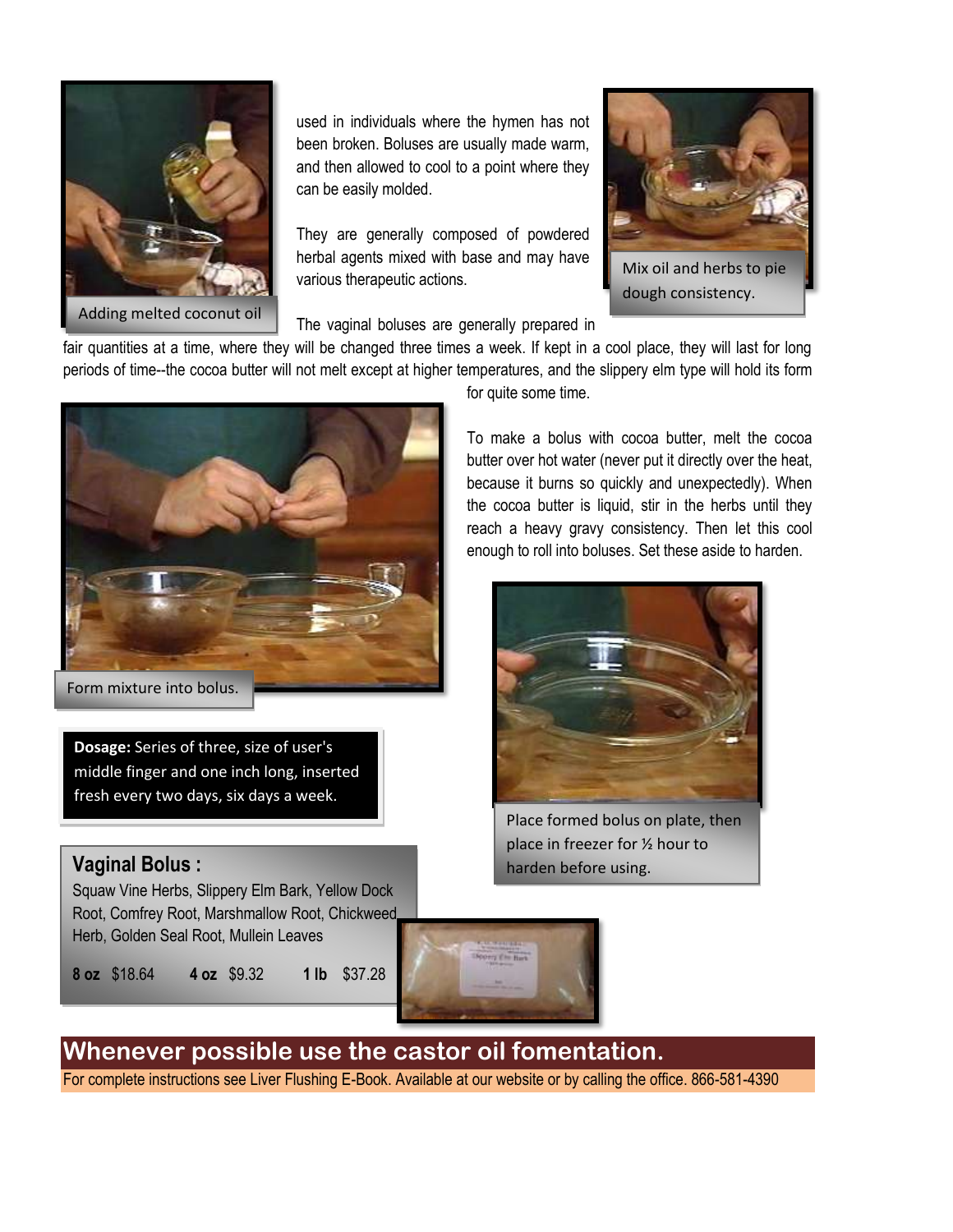Adding melted coconut oil

used in individuals where the hymen has not been broken. Boluses are usually made warm, and then allowed to cool to a point where they can be easily molded.

They are generally composed of powdered herbal agents mixed with base and may have various therapeutic actions.

Mix oil and herbs to pie dough consistency.

The vaginal boluses are generally prepared in fair quantities at a time, where they will be changed three times a week. If kept in a cool place, they will last for long periods of time--the cocoa butter will not melt except at higher temperatures, and the slippery elm type will hold its form for quite some time.

To make a bolus with cocoa butter, melt the cocoa butter over hot water (never put it directly over the heat, because it burns so quickly and unexpectedly). When the cocoa butter is liquid, stir in the herbs until they reach a heavy gravy consistency. Then let this cool enough to roll into boluses. Set these aside to harden.

Form mixture into bolus.

Place formed bolus on plate, then place in freezer for ½ hour to harden before using.

**Dosage:** Series of three, size of user's middle finger and one inch long, inserted fresh every two days, six days a week.

## Vaginal Bolus :

Squaw Vine Herbs, Slippery Elm Bark, Yellow Dock Root, Comfrey Root, Marshmallow Root, Chickweed Herb, Golden Seal Root, Mullein Leaves

**8 oz** $18.64 **4 oz** $9.32 **1 lb** $37.28

## Whenever possible use the castor oil fomentation.

For complete instructions see Liver Flushing E-Book. Available at our website or by calling the office. 866-581-4390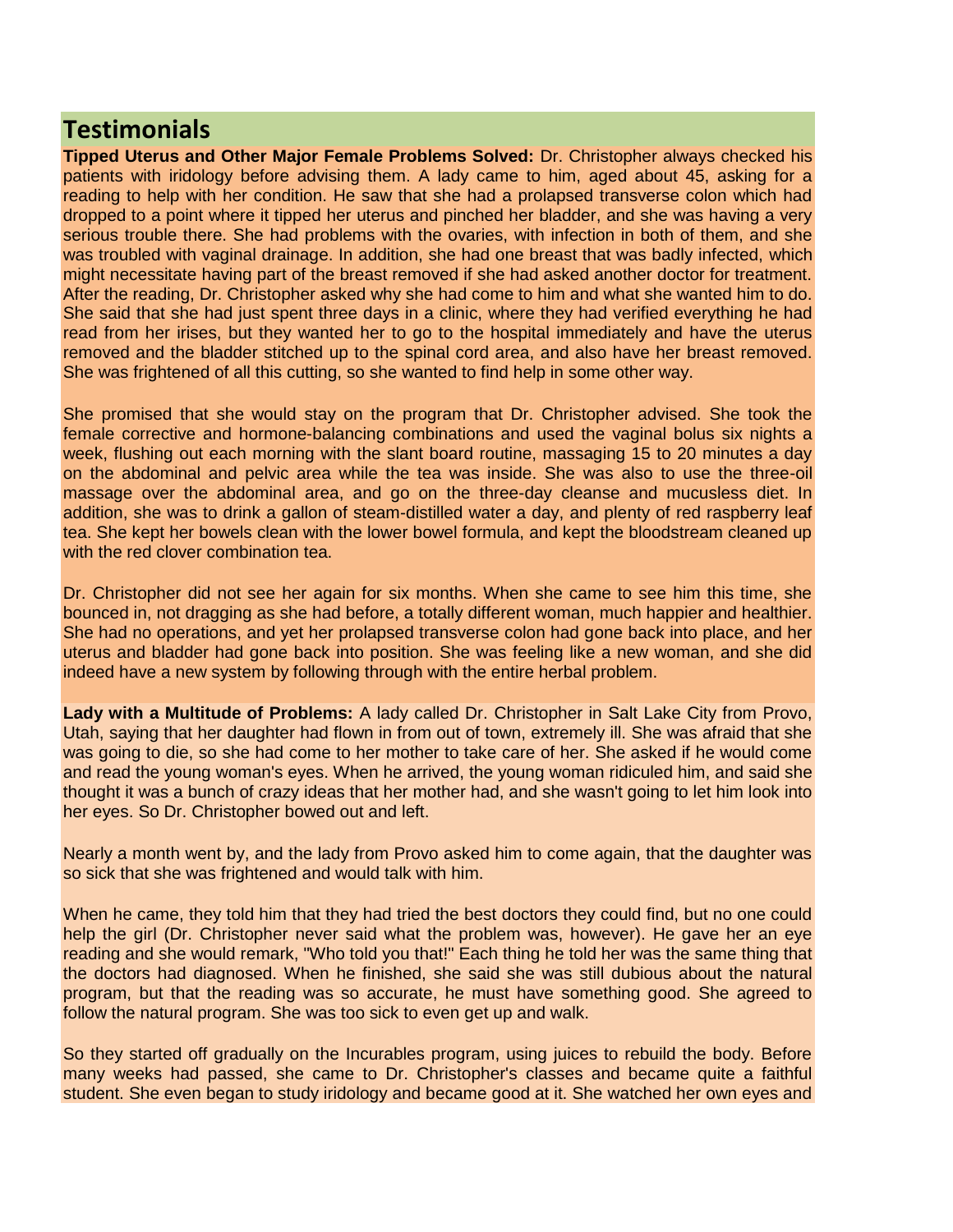## Testimonials

**Tipped Uterus and Other Major Female Problems Solved:** Dr. Christopher always checked his patients with iridology before advising them. A lady came to him, aged about 45, asking for a reading to help with her condition. He saw that she had a prolapsed transverse colon which had dropped to a point where it tipped her uterus and pinched her bladder, and she was having a very serious trouble there. She had problems with the ovaries, with infection in both of them, and she was troubled with vaginal drainage. In addition, she had one breast that was badly infected, which might necessitate having part of the breast removed if she had asked another doctor for treatment. After the reading, Dr. Christopher asked why she had come to him and what she wanted him to do. She said that she had just spent three days in a clinic, where they had verified everything he had read from her irises, but they wanted her to go to the hospital immediately and have the uterus removed and the bladder stitched up to the spinal cord area, and also have her breast removed. She was frightened of all this cutting, so she wanted to find help in some other way.

She promised that she would stay on the program that Dr. Christopher advised. She took the female corrective and hormone-balancing combinations and used the vaginal bolus six nights a week, flushing out each morning with the slant board routine, massaging 15 to 20 minutes a day on the abdominal and pelvic area while the tea was inside. She was also to use the three-oil massage over the abdominal area, and go on the three-day cleanse and mucusless diet. In addition, she was to drink a gallon of steam-distilled water a day, and plenty of red raspberry leaf tea. She kept her bowels clean with the lower bowel formula, and kept the bloodstream cleaned up with the red clover combination tea.

Dr. Christopher did not see her again for six months. When she came to see him this time, she bounced in, not dragging as she had before, a totally different woman, much happier and healthier. She had no operations, and yet her prolapsed transverse colon had gone back into place, and her uterus and bladder had gone back into position. She was feeling like a new woman, and she did indeed have a new system by following through with the entire herbal problem.

**Lady with a Multitude of Problems:** A lady called Dr. Christopher in Salt Lake City from Provo, Utah, saying that her daughter had flown in from out of town, extremely ill. She was afraid that she was going to die, so she had come to her mother to take care of her. She asked if he would come and read the young woman's eyes. When he arrived, the young woman ridiculed him, and said she thought it was a bunch of crazy ideas that her mother had, and she wasn't going to let him look into her eyes. So Dr. Christopher bowed out and left.

Nearly a month went by, and the lady from Provo asked him to come again, that the daughter was so sick that she was frightened and would talk with him.

When he came, they told him that they had tried the best doctors they could find, but no one could help the girl (Dr. Christopher never said what the problem was, however). He gave her an eye reading and she would remark, "Who told you that!" Each thing he told her was the same thing that the doctors had diagnosed. When he finished, she said she was still dubious about the natural program, but that the reading was so accurate, he must have something good. She agreed to follow the natural program. She was too sick to even get up and walk.

So they started off gradually on the Incurables program, using juices to rebuild the body. Before many weeks had passed, she came to Dr. Christopher's classes and became quite a faithful student. She even began to study iridology and became good at it. She watched her own eyes and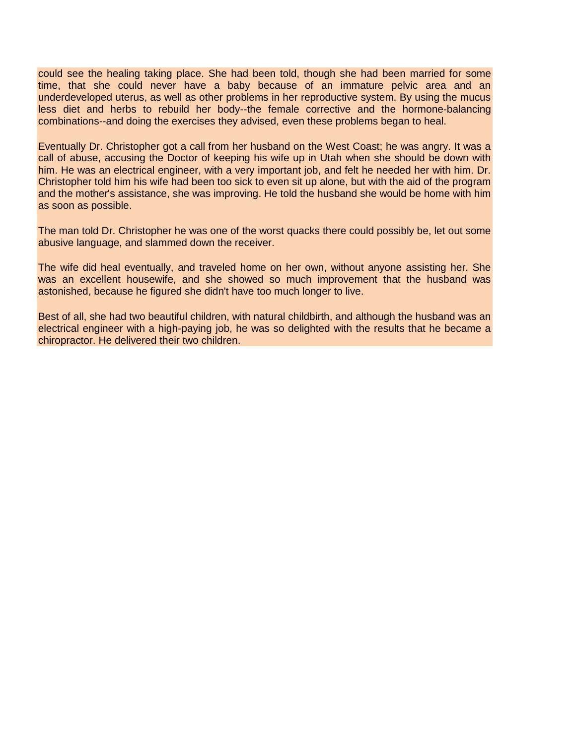could see the healing taking place. She had been told, though she had been married for some time, that she could never have a baby because of an immature pelvic area and an underdeveloped uterus, as well as other problems in her reproductive system. By using the mucus less diet and herbs to rebuild her body--the female corrective and the hormone-balancing combinations--and doing the exercises they advised, even these problems began to heal.

Eventually Dr. Christopher got a call from her husband on the West Coast; he was angry. It was a call of abuse, accusing the Doctor of keeping his wife up in Utah when she should be down with him. He was an electrical engineer, with a very important job, and felt he needed her with him. Dr. Christopher told him his wife had been too sick to even sit up alone, but with the aid of the program and the mother's assistance, she was improving. He told the husband she would be home with him as soon as possible.

The man told Dr. Christopher he was one of the worst quacks there could possibly be, let out some abusive language, and slammed down the receiver.

The wife did heal eventually, and traveled home on her own, without anyone assisting her. She was an excellent housewife, and she showed so much improvement that the husband was astonished, because he figured she didn't have too much longer to live.

Best of all, she had two beautiful children, with natural childbirth, and although the husband was an electrical engineer with a high-paying job, he was so delighted with the results that he became a chiropractor. He delivered their two children.